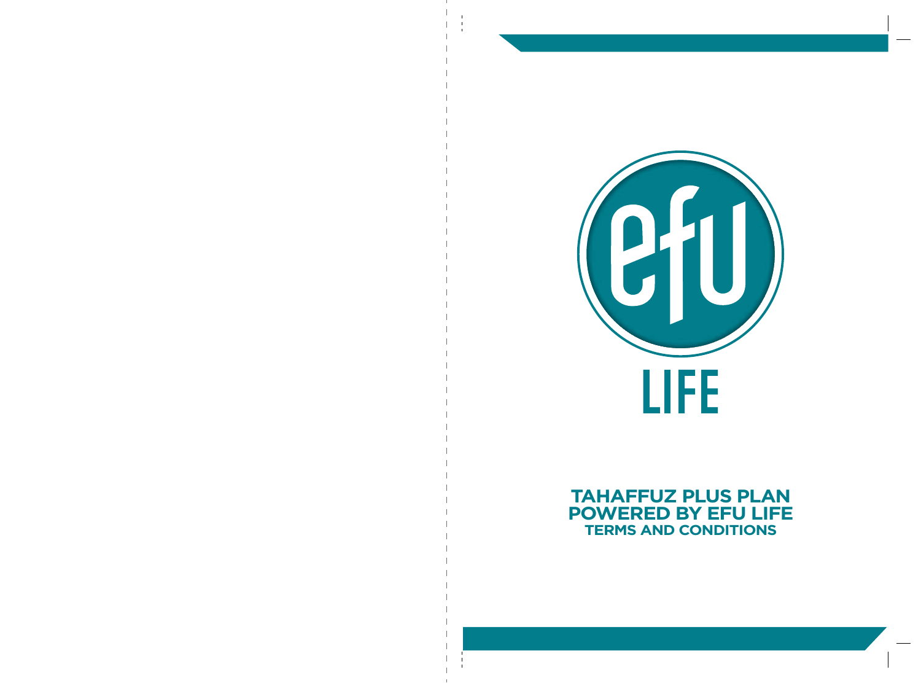efu

LIFE

# TAHAFFUZ PLUS PLAN
# POWERED BY EFU LIFE
## TERMS AND CONDITIONS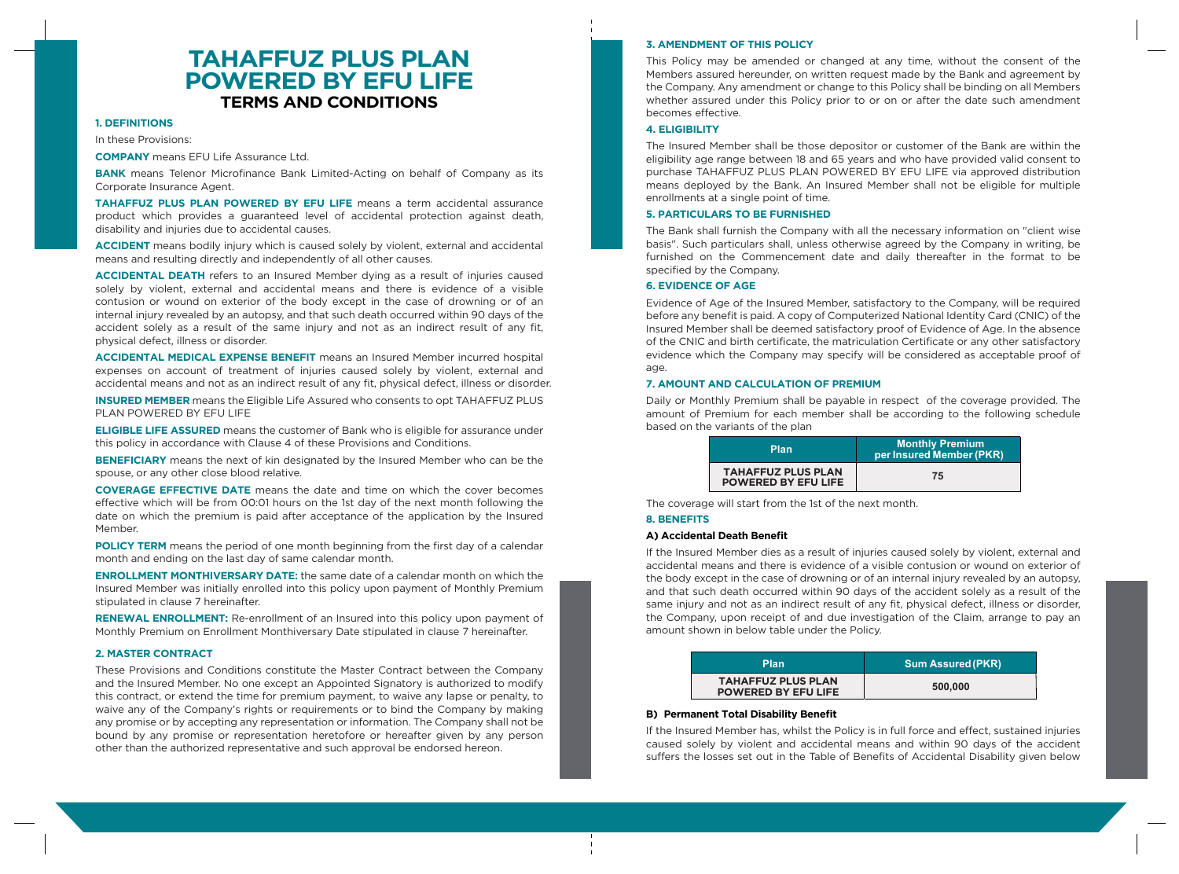# TAHAFFUZ PLUS PLAN POWERED BY EFU LIFE

## TERMS AND CONDITIONS

### 1. DEFINITIONS

In these Provisions:

**COMPANY** means EFU Life Assurance Ltd.

**BANK** means Telenor Microfinance Bank Limited-Acting on behalf of Company as its Corporate Insurance Agent.

**TAHAFFUZ PLUS PLAN POWERED BY EFU LIFE** means a term accidental assurance product which provides a guaranteed level of accidental protection against death, disability and injuries due to accidental causes.

**ACCIDENT** means bodily injury which is caused solely by violent, external and accidental means and resulting directly and independently of all other causes.

**ACCIDENTAL DEATH** refers to an Insured Member dying as a result of injuries caused solely by violent, external and accidental means and there is evidence of a visible contusion or wound on exterior of the body except in the case of drowning or of an internal injury revealed by an autopsy, and that such death occurred within 90 days of the accident solely as a result of the same injury and not as an indirect result of any fit, physical defect, illness or disorder.

**ACCIDENTAL MEDICAL EXPENSE BENEFIT** means an Insured Member incurred hospital expenses on account of treatment of injuries caused solely by violent, external and accidental means and not as an indirect result of any fit, physical defect, illness or disorder.

**INSURED MEMBER** means the Eligible Life Assured who consents to opt TAHAFFUZ PLUS PLAN POWERED BY EFU LIFE

**ELIGIBLE LIFE ASSURED** means the customer of Bank who is eligible for assurance under this policy in accordance with Clause 4 of these Provisions and Conditions.

**BENEFICIARY** means the next of kin designated by the Insured Member who can be the spouse, or any other close blood relative.

**COVERAGE EFFECTIVE DATE** means the date and time on which the cover becomes effective which will be from 00:01 hours on the 1st day of the next month following the date on which the premium is paid after acceptance of the application by the Insured Member.

**POLICY TERM** means the period of one month beginning from the first day of a calendar month and ending on the last day of same calendar month.

**ENROLLMENT MONTHIVERSARY DATE:** the same date of a calendar month on which the Insured Member was initially enrolled into this policy upon payment of Monthly Premium stipulated in clause 7 hereinafter.

**RENEWAL ENROLLMENT:** Re-enrollment of an Insured into this policy upon payment of Monthly Premium on Enrollment Monthiversary Date stipulated in clause 7 hereinafter.

### 2. MASTER CONTRACT

These Provisions and Conditions constitute the Master Contract between the Company and the Insured Member. No one except an Appointed Signatory is authorized to modify this contract, or extend the time for premium payment, to waive any lapse or penalty, to waive any of the Company's rights or requirements or to bind the Company by making any promise or by accepting any representation or information. The Company shall not be bound by any promise or representation heretofore or hereafter given by any person other than the authorized representative and such approval be endorsed hereon.

### 3. AMENDMENT OF THIS POLICY

This Policy may be amended or changed at any time, without the consent of the Members assured hereunder, on written request made by the Bank and agreement by the Company. Any amendment or change to this Policy shall be binding on all Members whether assured under this Policy prior to or on or after the date such amendment becomes effective.

### 4. ELIGIBILITY

The Insured Member shall be those depositor or customer of the Bank are within the eligibility age range between 18 and 65 years and who have provided valid consent to purchase TAHAFFUZ PLUS PLAN POWERED BY EFU LIFE via approved distribution means deployed by the Bank. An Insured Member shall not be eligible for multiple enrollments at a single point of time.

### 5. PARTICULARS TO BE FURNISHED

The Bank shall furnish the Company with all the necessary information on "client wise basis". Such particulars shall, unless otherwise agreed by the Company in writing, be furnished on the Commencement date and daily thereafter in the format to be specified by the Company.

### 6. EVIDENCE OF AGE

Evidence of Age of the Insured Member, satisfactory to the Company, will be required before any benefit is paid. A copy of Computerized National Identity Card (CNIC) of the Insured Member shall be deemed satisfactory proof of Evidence of Age. In the absence of the CNIC and birth certificate, the matriculation Certificate or any other satisfactory evidence which the Company may specify will be considered as acceptable proof of age.

### 7. AMOUNT AND CALCULATION OF PREMIUM

Daily or Monthly Premium shall be payable in respect of the coverage provided. The amount of Premium for each member shall be according to the following schedule based on the variants of the plan

| Plan | Monthly Premium per Insured Member (PKR) |
|---|---|
| TAHAFFUZ PLUS PLAN POWERED BY EFU LIFE | 75 |

The coverage will start from the 1st of the next month.

### 8. BENEFITS

#### A) Accidental Death Benefit

If the Insured Member dies as a result of injuries caused solely by violent, external and accidental means and there is evidence of a visible contusion or wound on exterior of the body except in the case of drowning or of an internal injury revealed by an autopsy, and that such death occurred within 90 days of the accident solely as a result of the same injury and not as an indirect result of any fit, physical defect, illness or disorder, the Company, upon receipt of and due investigation of the Claim, arrange to pay an amount shown in below table under the Policy.

| Plan | Sum Assured (PKR) |
|---|---|
| TAHAFFUZ PLUS PLAN POWERED BY EFU LIFE | 500,000 |

#### B) Permanent Total Disability Benefit

If the Insured Member has, whilst the Policy is in full force and effect, sustained injuries caused solely by violent and accidental means and within 90 days of the accident suffers the losses set out in the Table of Benefits of Accidental Disability given below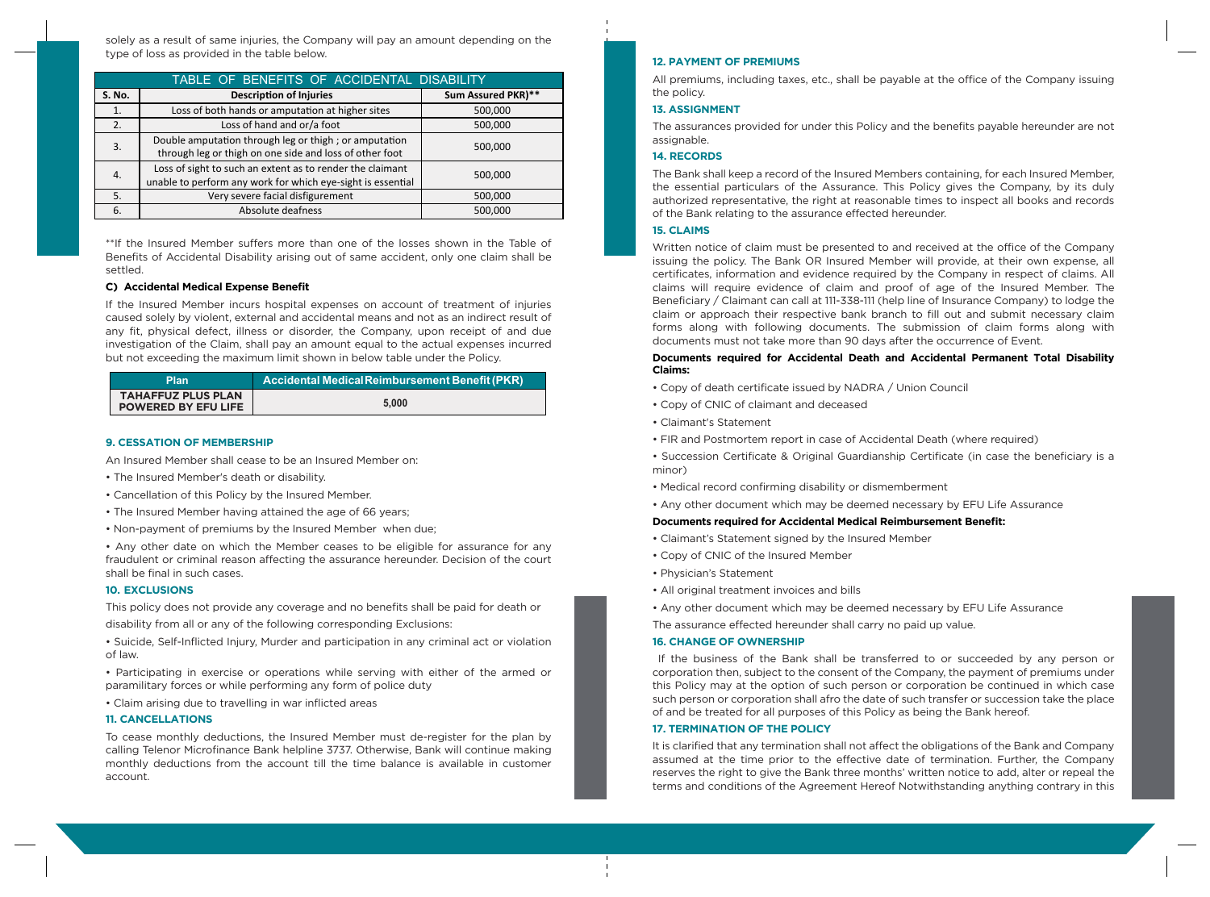solely as a result of same injuries, the Company will pay an amount depending on the type of loss as provided in the table below.

| TABLE OF BENEFITS OF ACCIDENTAL DISABILITY | | |
|---|---|---|
| **S. No.** | **Description of Injuries** | **Sum Assured PKR)**** |
| 1. | Loss of both hands or amputation at higher sites | 500,000 |
| 2. | Loss of hand and or/a foot | 500,000 |
| 3. | Double amputation through leg or thigh ; or amputation through leg or thigh on one side and loss of other foot | 500,000 |
| 4. | Loss of sight to such an extent as to render the claimant unable to perform any work for which eye-sight is essential | 500,000 |
| 5. | Very severe facial disfigurement | 500,000 |
| 6. | Absolute deafness | 500,000 |

**If the Insured Member suffers more than one of the losses shown in the Table of Benefits of Accidental Disability arising out of same accident, only one claim shall be settled.

#### C) Accidental Medical Expense Benefit

If the Insured Member incurs hospital expenses on account of treatment of injuries caused solely by violent, external and accidental means and not as an indirect result of any fit, physical defect, illness or disorder, the Company, upon receipt of and due investigation of the Claim, shall pay an amount equal to the actual expenses incurred but not exceeding the maximum limit shown in below table under the Policy.

| Plan | Accidental Medical Reimbursement Benefit (PKR) |
|---|---|
| TAHAFFUZ PLUS PLAN POWERED BY EFU LIFE | 5,000 |

### 9. CESSATION OF MEMBERSHIP

An Insured Member shall cease to be an Insured Member on:

- The Insured Member's death or disability.
- Cancellation of this Policy by the Insured Member.
- The Insured Member having attained the age of 66 years;
- Non-payment of premiums by the Insured Member when due;
- Any other date on which the Member ceases to be eligible for assurance for any fraudulent or criminal reason affecting the assurance hereunder. Decision of the court shall be final in such cases.

### 10. EXCLUSIONS

This policy does not provide any coverage and no benefits shall be paid for death or disability from all or any of the following corresponding Exclusions:

- Suicide, Self-Inflicted Injury, Murder and participation in any criminal act or violation of law.
- Participating in exercise or operations while serving with either of the armed or paramilitary forces or while performing any form of police duty
- Claim arising due to travelling in war inflicted areas

### 11. CANCELLATIONS

To cease monthly deductions, the Insured Member must de-register for the plan by calling Telenor Microfinance Bank helpline 3737. Otherwise, Bank will continue making monthly deductions from the account till the time balance is available in customer account.

### 12. PAYMENT OF PREMIUMS

All premiums, including taxes, etc., shall be payable at the office of the Company issuing the policy.

### 13. ASSIGNMENT

The assurances provided for under this Policy and the benefits payable hereunder are not assignable.

### 14. RECORDS

The Bank shall keep a record of the Insured Members containing, for each Insured Member, the essential particulars of the Assurance. This Policy gives the Company, by its duly authorized representative, the right at reasonable times to inspect all books and records of the Bank relating to the assurance effected hereunder.

### 15. CLAIMS

Written notice of claim must be presented to and received at the office of the Company issuing the policy. The Bank OR Insured Member will provide, at their own expense, all certificates, information and evidence required by the Company in respect of claims. All claims will require evidence of claim and proof of age of the Insured Member. The Beneficiary / Claimant can call at 111-338-111 (help line of Insurance Company) to lodge the claim or approach their respective bank branch to fill out and submit necessary claim forms along with following documents. The submission of claim forms along with documents must not take more than 90 days after the occurrence of Event.

**Documents required for Accidental Death and Accidental Permanent Total Disability Claims:**

- Copy of death certificate issued by NADRA / Union Council
- Copy of CNIC of claimant and deceased
- Claimant's Statement
- FIR and Postmortem report in case of Accidental Death (where required)
- Succession Certificate & Original Guardianship Certificate (in case the beneficiary is a minor)
- Medical record confirming disability or dismemberment
- Any other document which may be deemed necessary by EFU Life Assurance

**Documents required for Accidental Medical Reimbursement Benefit:**

- Claimant's Statement signed by the Insured Member
- Copy of CNIC of the Insured Member
- Physician's Statement
- All original treatment invoices and bills
- Any other document which may be deemed necessary by EFU Life Assurance

The assurance effected hereunder shall carry no paid up value.

### 16. CHANGE OF OWNERSHIP

If the business of the Bank shall be transferred to or succeeded by any person or corporation then, subject to the consent of the Company, the payment of premiums under this Policy may at the option of such person or corporation be continued in which case such person or corporation shall afro the date of such transfer or succession take the place of and be treated for all purposes of this Policy as being the Bank hereof.

### 17. TERMINATION OF THE POLICY

It is clarified that any termination shall not affect the obligations of the Bank and Company assumed at the time prior to the effective date of termination. Further, the Company reserves the right to give the Bank three months' written notice to add, alter or repeal the terms and conditions of the Agreement Hereof Notwithstanding anything contrary in this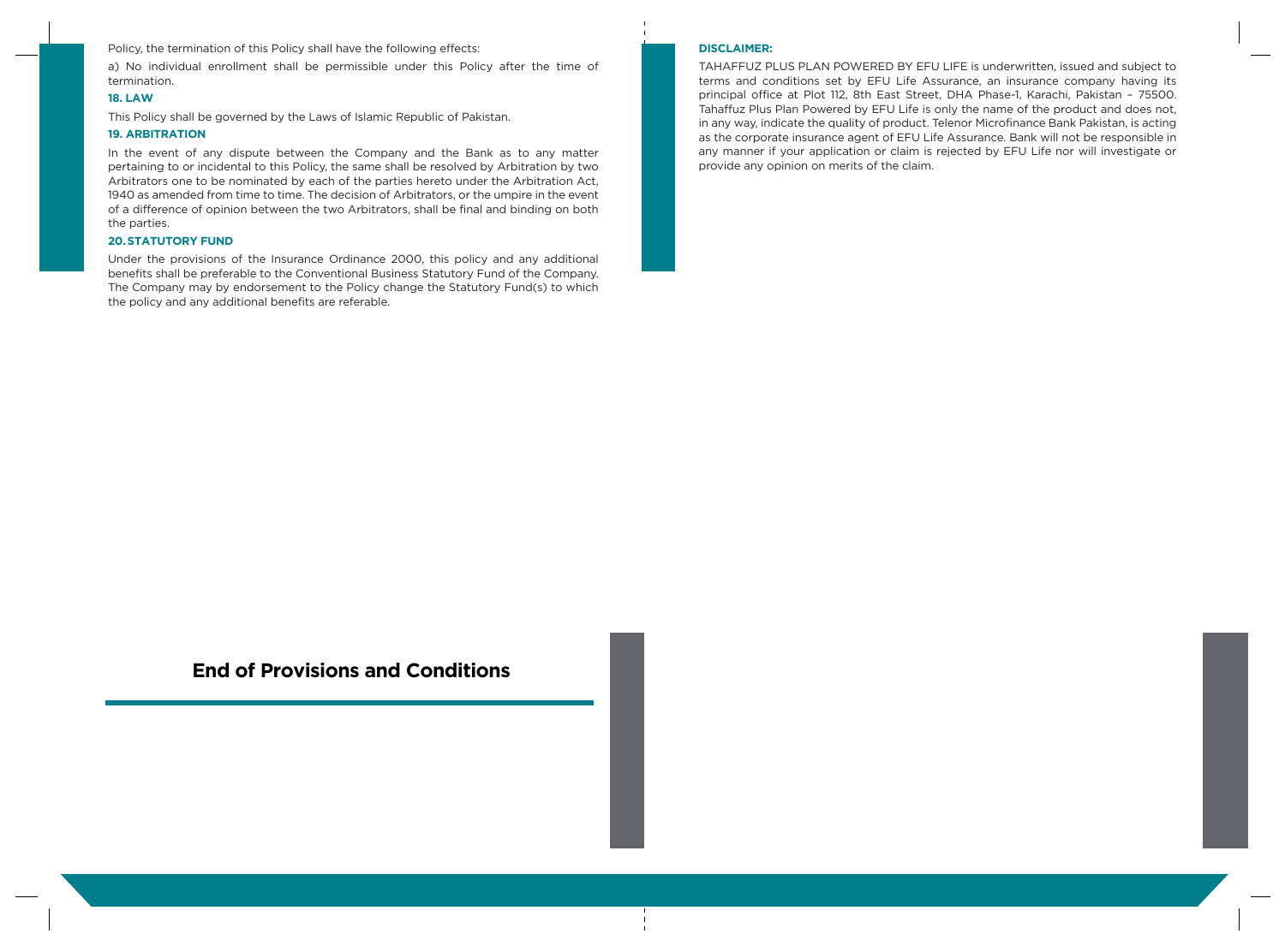Policy, the termination of this Policy shall have the following effects:

a) No individual enrollment shall be permissible under this Policy after the time of termination.

### 18. LAW

This Policy shall be governed by the Laws of Islamic Republic of Pakistan.

### 19. ARBITRATION

In the event of any dispute between the Company and the Bank as to any matter pertaining to or incidental to this Policy, the same shall be resolved by Arbitration by two Arbitrators one to be nominated by each of the parties hereto under the Arbitration Act, 1940 as amended from time to time. The decision of Arbitrators, or the umpire in the event of a difference of opinion between the two Arbitrators, shall be final and binding on both the parties.

### 20. STATUTORY FUND

Under the provisions of the Insurance Ordinance 2000, this policy and any additional benefits shall be preferable to the Conventional Business Statutory Fund of the Company. The Company may by endorsement to the Policy change the Statutory Fund(s) to which the policy and any additional benefits are referable.

## End of Provisions and Conditions

### DISCLAIMER:

TAHAFFUZ PLUS PLAN POWERED BY EFU LIFE is underwritten, issued and subject to terms and conditions set by EFU Life Assurance, an insurance company having its principal office at Plot 112, 8th East Street, DHA Phase-1, Karachi, Pakistan – 75500. Tahaffuz Plus Plan Powered by EFU Life is only the name of the product and does not, in any way, indicate the quality of product. Telenor Microfinance Bank Pakistan, is acting as the corporate insurance agent of EFU Life Assurance. Bank will not be responsible in any manner if your application or claim is rejected by EFU Life nor will investigate or provide any opinion on merits of the claim.